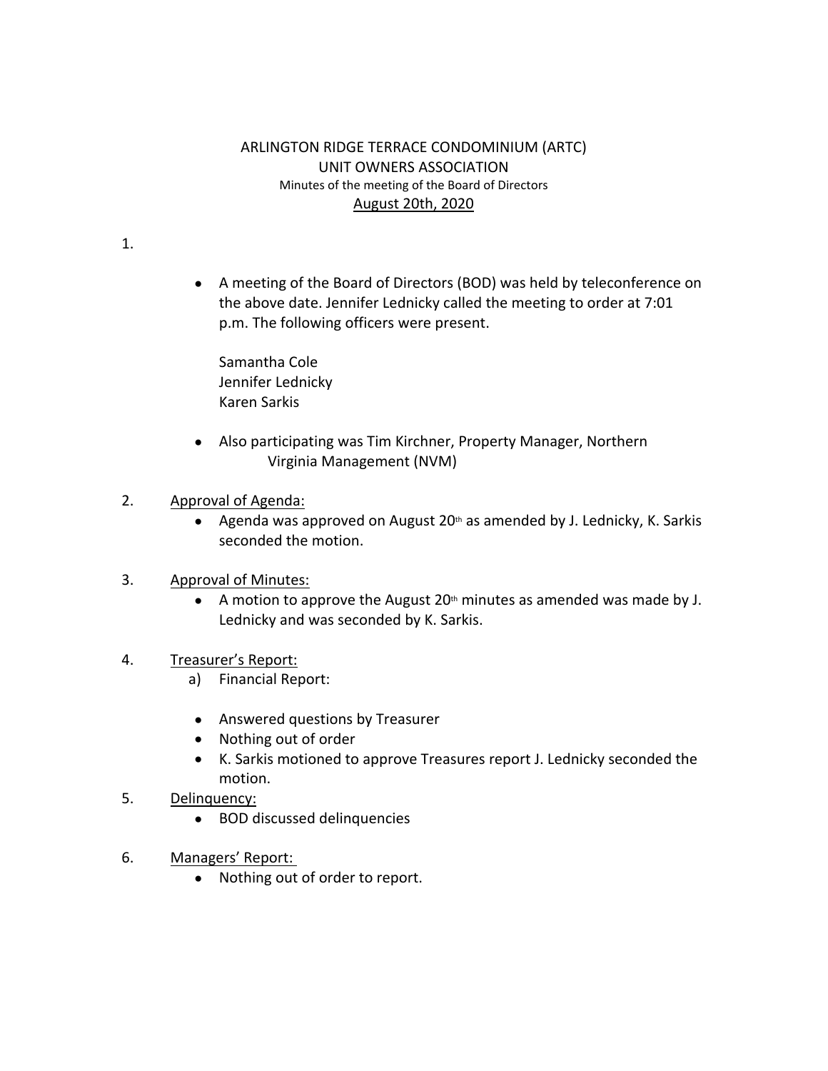ARLINGTON RIDGE TERRACE CONDOMINIUM (ARTC)
UNIT OWNERS ASSOCIATION
Minutes of the meeting of the Board of Directors
August 20th, 2020

1.

- A meeting of the Board of Directors (BOD) was held by teleconference on the above date. Jennifer Lednicky called the meeting to order at 7:01 p.m. The following officers were present.

  Samantha Cole
  Jennifer Lednicky
  Karen Sarkis

- Also participating was Tim Kirchner, Property Manager, Northern Virginia Management (NVM)

2. Approval of Agenda:
   - Agenda was approved on August 20th as amended by J. Lednicky, K. Sarkis seconded the motion.

3. Approval of Minutes:
   - A motion to approve the August 20th minutes as amended was made by J. Lednicky and was seconded by K. Sarkis.

4. Treasurer's Report:
   a) Financial Report:

   - Answered questions by Treasurer
   - Nothing out of order
   - K. Sarkis motioned to approve Treasures report J. Lednicky seconded the motion.

5. Delinquency:
   - BOD discussed delinquencies

6. Managers' Report:
   - Nothing out of order to report.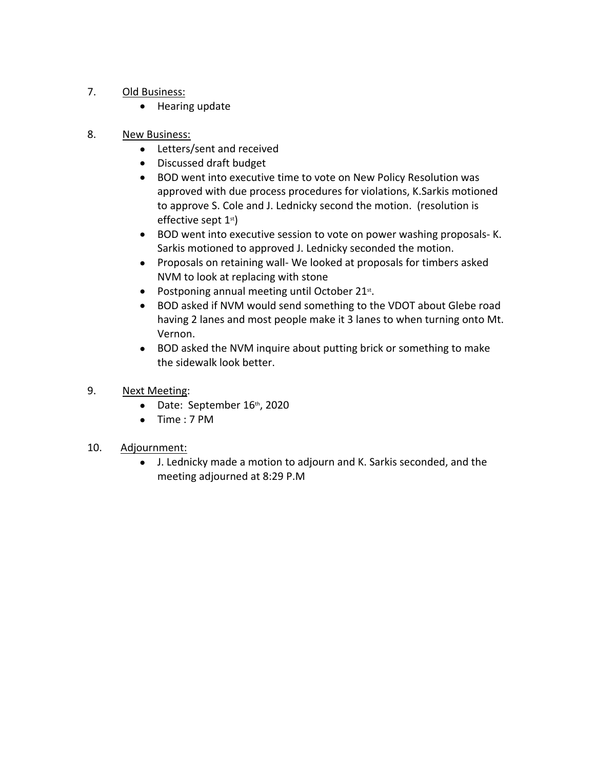7. <u>Old Business:</u>
    - Hearing update

8. <u>New Business:</u>
    - Letters/sent and received
    - Discussed draft budget
    - BOD went into executive time to vote on New Policy Resolution was approved with due process procedures for violations, K.Sarkis motioned to approve S. Cole and J. Lednicky second the motion. (resolution is effective sept 1st)
    - BOD went into executive session to vote on power washing proposals- K. Sarkis motioned to approved J. Lednicky seconded the motion.
    - Proposals on retaining wall- We looked at proposals for timbers asked NVM to look at replacing with stone
    - Postponing annual meeting until October 21st.
    - BOD asked if NVM would send something to the VDOT about Glebe road having 2 lanes and most people make it 3 lanes to when turning onto Mt. Vernon.
    - BOD asked the NVM inquire about putting brick or something to make the sidewalk look better.

9. <u>Next Meeting</u>:
    - Date: September 16th, 2020
    - Time : 7 PM

10. <u>Adjournment:</u>
    - J. Lednicky made a motion to adjourn and K. Sarkis seconded, and the meeting adjourned at 8:29 P.M